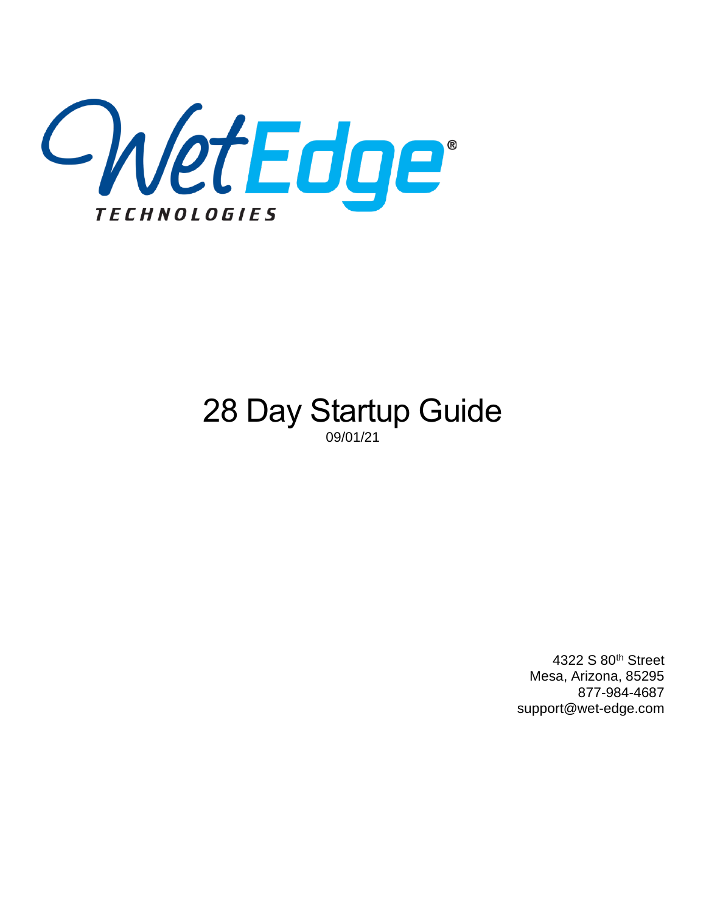WetEdge®

TECHNOLOGIES

# 28 Day Startup Guide

09/01/21

4322 S 80th Street
Mesa, Arizona, 85295
877-984-4687
support@wet-edge.com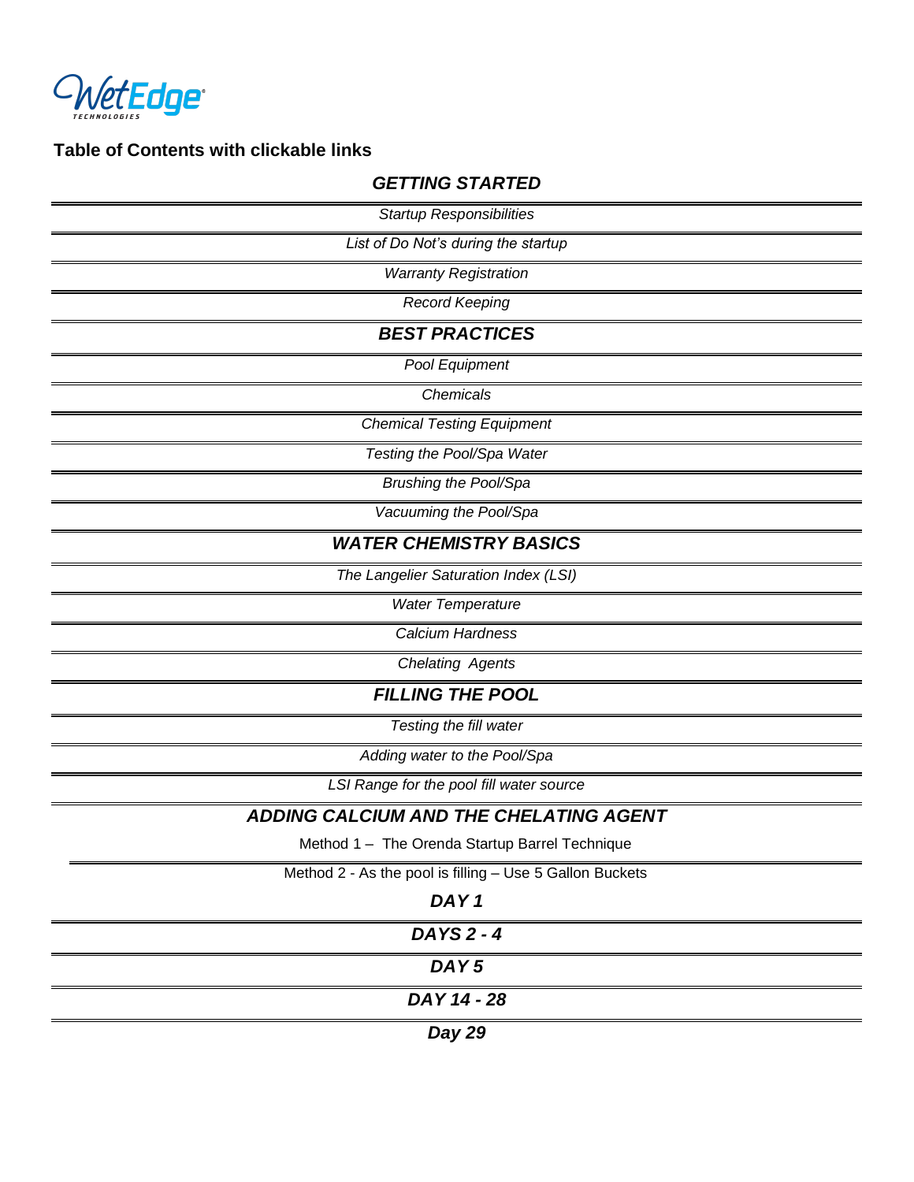**Table of Contents with clickable links**

***GETTING STARTED***

*Startup Responsibilities*

*List of Do Not's during the startup*

*Warranty Registration*

*Record Keeping*

***BEST PRACTICES***

*Pool Equipment*

*Chemicals*

*Chemical Testing Equipment*

*Testing the Pool/Spa Water*

*Brushing the Pool/Spa*

*Vacuuming the Pool/Spa*

***WATER CHEMISTRY BASICS***

*The Langelier Saturation Index (LSI)*

*Water Temperature*

*Calcium Hardness*

*Chelating Agents*

***FILLING THE POOL***

*Testing the fill water*

*Adding water to the Pool/Spa*

*LSI Range for the pool fill water source*

***ADDING CALCIUM AND THE CHELATING AGENT***

Method 1 – The Orenda Startup Barrel Technique

Method 2 - As the pool is filling – Use 5 Gallon Buckets

***DAY 1***

***DAYS 2 - 4***

***DAY 5***

***DAY 14 - 28***

***Day 29***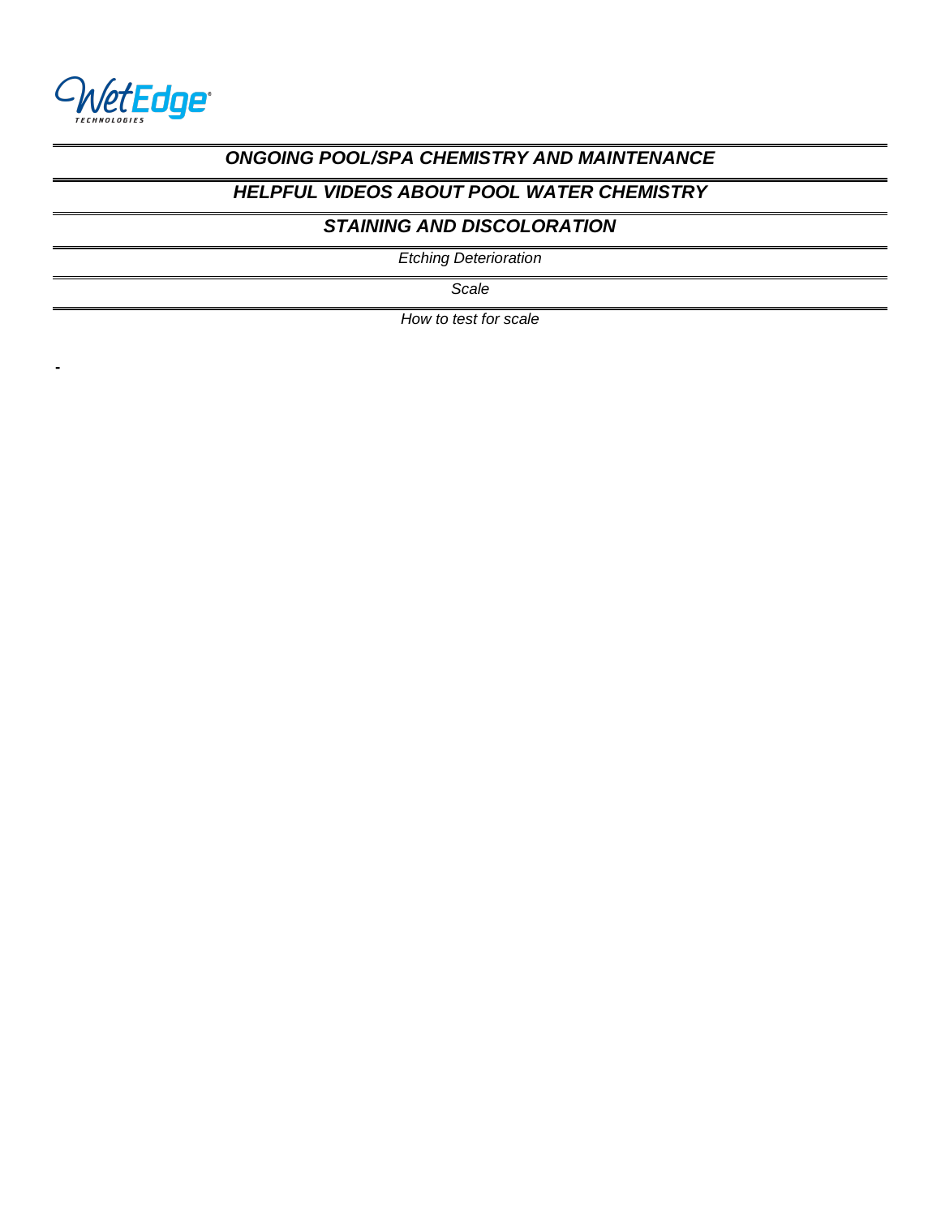## *ONGOING POOL/SPA CHEMISTRY AND MAINTENANCE*

## *HELPFUL VIDEOS ABOUT POOL WATER CHEMISTRY*

## *STAINING AND DISCOLORATION*

*Etching Deterioration*

*Scale*

*How to test for scale*

-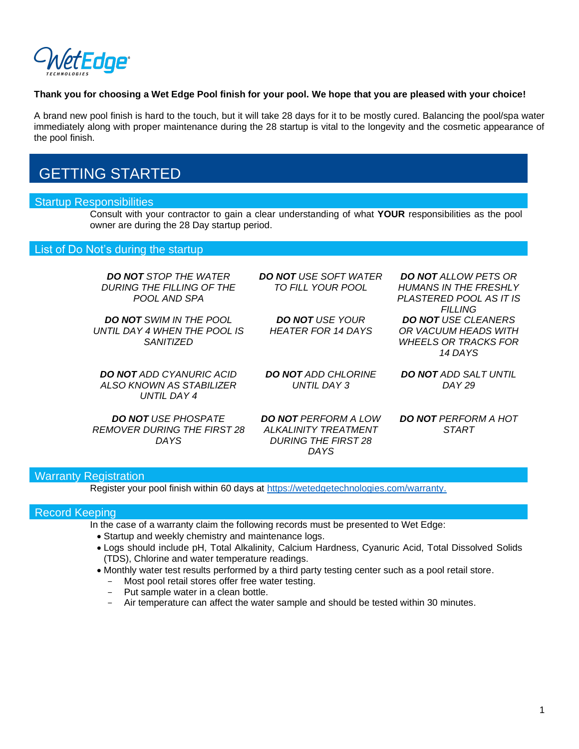**Thank you for choosing a Wet Edge Pool finish for your pool. We hope that you are pleased with your choice!**

A brand new pool finish is hard to the touch, but it will take 28 days for it to be mostly cured. Balancing the pool/spa water immediately along with proper maintenance during the 28 startup is vital to the longevity and the cosmetic appearance of the pool finish.

# GETTING STARTED

## Startup Responsibilities

Consult with your contractor to gain a clear understanding of what **YOUR** responsibilities as the pool owner are during the 28 Day startup period.

## List of Do Not's during the startup

| | | |
|---|---|---|
| ***DO NOT*** *STOP THE WATER DURING THE FILLING OF THE POOL AND SPA* | ***DO NOT*** *USE SOFT WATER TO FILL YOUR POOL* | ***DO NOT*** *ALLOW PETS OR HUMANS IN THE FRESHLY PLASTERED POOL AS IT IS FILLING* |
| ***DO NOT*** *SWIM IN THE POOL UNTIL DAY 4 WHEN THE POOL IS SANITIZED* | ***DO NOT*** *USE YOUR HEATER FOR 14 DAYS* | ***DO NOT*** *USE CLEANERS OR VACUUM HEADS WITH WHEELS OR TRACKS FOR 14 DAYS* |
| ***DO NOT*** *ADD CYANURIC ACID ALSO KNOWN AS STABILIZER UNTIL DAY 4* | ***DO NOT*** *ADD CHLORINE UNTIL DAY 3* | ***DO NOT*** *ADD SALT UNTIL DAY 29* |
| ***DO NOT*** *USE PHOSPATE REMOVER DURING THE FIRST 28 DAYS* | ***DO NOT*** *PERFORM A LOW ALKALINITY TREATMENT DURING THE FIRST 28 DAYS* | ***DO NOT*** *PERFORM A HOT START* |

## Warranty Registration

Register your pool finish within 60 days at [https://wetedgetechnologies.com/warranty.](https://wetedgetechnologies.com/warranty)

## Record Keeping

In the case of a warranty claim the following records must be presented to Wet Edge:

- Startup and weekly chemistry and maintenance logs.
- Logs should include pH, Total Alkalinity, Calcium Hardness, Cyanuric Acid, Total Dissolved Solids (TDS), Chlorine and water temperature readings.
- Monthly water test results performed by a third party testing center such as a pool retail store.
  - Most pool retail stores offer free water testing.
  - Put sample water in a clean bottle.
  - Air temperature can affect the water sample and should be tested within 30 minutes.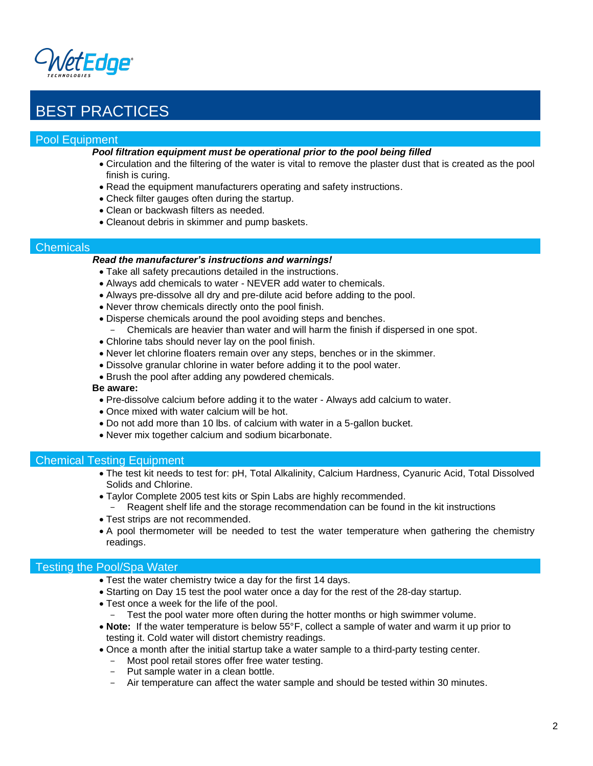# BEST PRACTICES

## Pool Equipment

***Pool filtration equipment must be operational prior to the pool being filled***

- Circulation and the filtering of the water is vital to remove the plaster dust that is created as the pool finish is curing.
- Read the equipment manufacturers operating and safety instructions.
- Check filter gauges often during the startup.
- Clean or backwash filters as needed.
- Cleanout debris in skimmer and pump baskets.

## Chemicals

***Read the manufacturer's instructions and warnings!***

- Take all safety precautions detailed in the instructions.
- Always add chemicals to water - NEVER add water to chemicals.
- Always pre-dissolve all dry and pre-dilute acid before adding to the pool.
- Never throw chemicals directly onto the pool finish.
- Disperse chemicals around the pool avoiding steps and benches.
  - Chemicals are heavier than water and will harm the finish if dispersed in one spot.
- Chlorine tabs should never lay on the pool finish.
- Never let chlorine floaters remain over any steps, benches or in the skimmer.
- Dissolve granular chlorine in water before adding it to the pool water.
- Brush the pool after adding any powdered chemicals.

**Be aware:**

- Pre-dissolve calcium before adding it to the water - Always add calcium to water.
- Once mixed with water calcium will be hot.
- Do not add more than 10 lbs. of calcium with water in a 5-gallon bucket.
- Never mix together calcium and sodium bicarbonate.

## Chemical Testing Equipment

- The test kit needs to test for: pH, Total Alkalinity, Calcium Hardness, Cyanuric Acid, Total Dissolved Solids and Chlorine.
- Taylor Complete 2005 test kits or Spin Labs are highly recommended.
  - Reagent shelf life and the storage recommendation can be found in the kit instructions
- Test strips are not recommended.
- A pool thermometer will be needed to test the water temperature when gathering the chemistry readings.

## Testing the Pool/Spa Water

- Test the water chemistry twice a day for the first 14 days.
- Starting on Day 15 test the pool water once a day for the rest of the 28-day startup.
- Test once a week for the life of the pool.
  - Test the pool water more often during the hotter months or high swimmer volume.
- **Note:** If the water temperature is below 55°F, collect a sample of water and warm it up prior to testing it. Cold water will distort chemistry readings.
- Once a month after the initial startup take a water sample to a third-party testing center.
  - Most pool retail stores offer free water testing.
  - Put sample water in a clean bottle.
  - Air temperature can affect the water sample and should be tested within 30 minutes.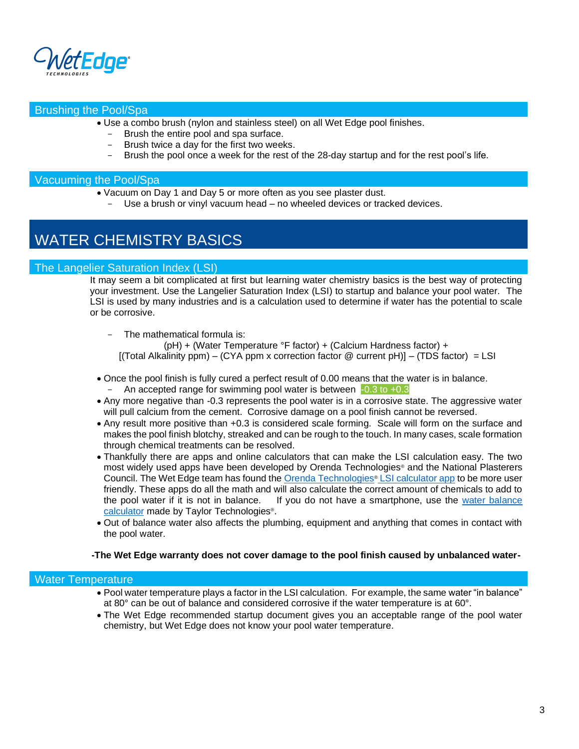## Brushing the Pool/Spa

- Use a combo brush (nylon and stainless steel) on all Wet Edge pool finishes.
  - Brush the entire pool and spa surface.
  - Brush twice a day for the first two weeks.
  - Brush the pool once a week for the rest of the 28-day startup and for the rest pool's life.

## Vacuuming the Pool/Spa

- Vacuum on Day 1 and Day 5 or more often as you see plaster dust.
  - Use a brush or vinyl vacuum head – no wheeled devices or tracked devices.

# WATER CHEMISTRY BASICS

## The Langelier Saturation Index (LSI)

It may seem a bit complicated at first but learning water chemistry basics is the best way of protecting your investment. Use the Langelier Saturation Index (LSI) to startup and balance your pool water. The LSI is used by many industries and is a calculation used to determine if water has the potential to scale or be corrosive.

- The mathematical formula is:

  (pH) + (Water Temperature °F factor) + (Calcium Hardness factor) + [(Total Alkalinity ppm) – (CYA ppm x correction factor @ current pH)] – (TDS factor) = LSI

- Once the pool finish is fully cured a perfect result of 0.00 means that the water is in balance.
  - An accepted range for swimming pool water is between -0.3 to +0.3
- Any more negative than -0.3 represents the pool water is in a corrosive state. The aggressive water will pull calcium from the cement. Corrosive damage on a pool finish cannot be reversed.
- Any result more positive than +0.3 is considered scale forming. Scale will form on the surface and makes the pool finish blotchy, streaked and can be rough to the touch. In many cases, scale formation through chemical treatments can be resolved.
- Thankfully there are apps and online calculators that can make the LSI calculation easy. The two most widely used apps have been developed by Orenda Technologies® and the National Plasterers Council. The Wet Edge team has found the Orenda Technologies® LSI calculator app to be more user friendly. These apps do all the math and will also calculate the correct amount of chemicals to add to the pool water if it is not in balance. If you do not have a smartphone, use the water balance calculator made by Taylor Technologies®.
- Out of balance water also affects the plumbing, equipment and anything that comes in contact with the pool water.

**-The Wet Edge warranty does not cover damage to the pool finish caused by unbalanced water-**

## Water Temperature

- Pool water temperature plays a factor in the LSI calculation. For example, the same water "in balance" at 80° can be out of balance and considered corrosive if the water temperature is at 60°.
- The Wet Edge recommended startup document gives you an acceptable range of the pool water chemistry, but Wet Edge does not know your pool water temperature.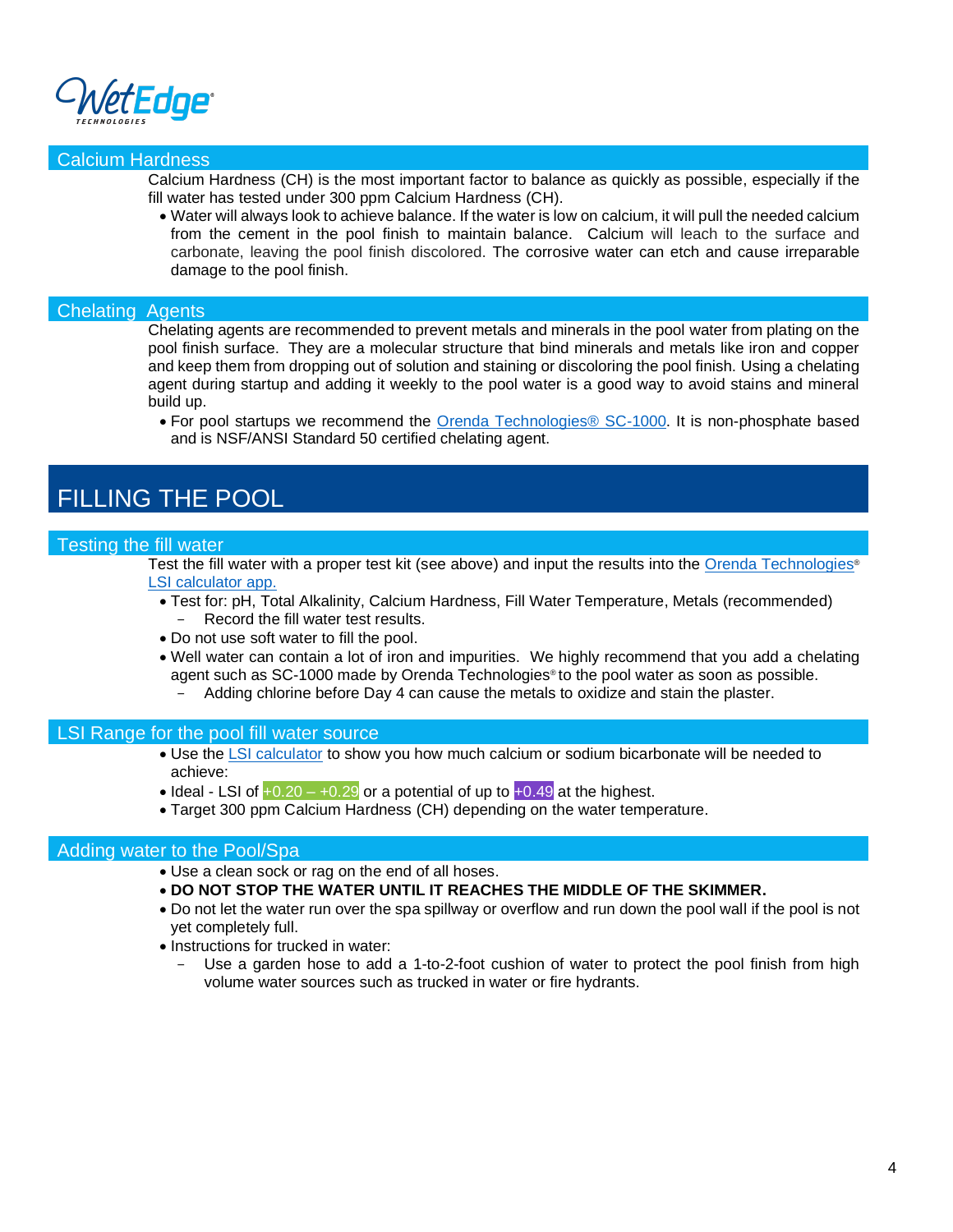## Calcium Hardness

Calcium Hardness (CH) is the most important factor to balance as quickly as possible, especially if the fill water has tested under 300 ppm Calcium Hardness (CH).

- Water will always look to achieve balance. If the water is low on calcium, it will pull the needed calcium from the cement in the pool finish to maintain balance. Calcium will leach to the surface and carbonate, leaving the pool finish discolored. The corrosive water can etch and cause irreparable damage to the pool finish.

## Chelating Agents

Chelating agents are recommended to prevent metals and minerals in the pool water from plating on the pool finish surface. They are a molecular structure that bind minerals and metals like iron and copper and keep them from dropping out of solution and staining or discoloring the pool finish. Using a chelating agent during startup and adding it weekly to the pool water is a good way to avoid stains and mineral build up.

- For pool startups we recommend the Orenda Technologies® SC-1000. It is non-phosphate based and is NSF/ANSI Standard 50 certified chelating agent.

# FILLING THE POOL

## Testing the fill water

Test the fill water with a proper test kit (see above) and input the results into the Orenda Technologies® LSI calculator app.

- Test for: pH, Total Alkalinity, Calcium Hardness, Fill Water Temperature, Metals (recommended)
  - Record the fill water test results.
- Do not use soft water to fill the pool.
- Well water can contain a lot of iron and impurities. We highly recommend that you add a chelating agent such as SC-1000 made by Orenda Technologies® to the pool water as soon as possible.
  - Adding chlorine before Day 4 can cause the metals to oxidize and stain the plaster.

## LSI Range for the pool fill water source

- Use the LSI calculator to show you how much calcium or sodium bicarbonate will be needed to achieve:
- Ideal - LSI of +0.20 – +0.29 or a potential of up to +0.49 at the highest.
- Target 300 ppm Calcium Hardness (CH) depending on the water temperature.

## Adding water to the Pool/Spa

- Use a clean sock or rag on the end of all hoses.
- **DO NOT STOP THE WATER UNTIL IT REACHES THE MIDDLE OF THE SKIMMER.**
- Do not let the water run over the spa spillway or overflow and run down the pool wall if the pool is not yet completely full.
- Instructions for trucked in water:
  - Use a garden hose to add a 1-to-2-foot cushion of water to protect the pool finish from high volume water sources such as trucked in water or fire hydrants.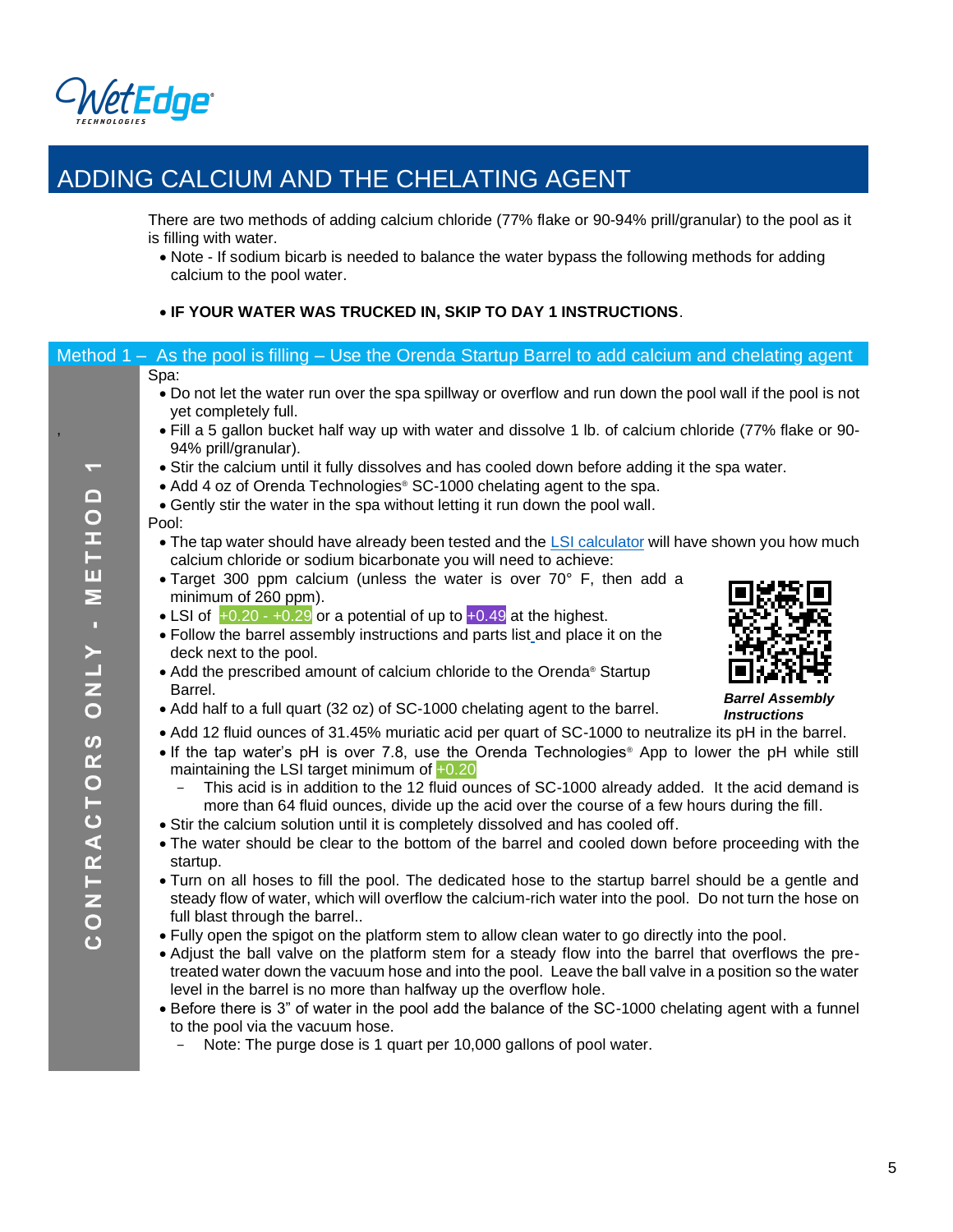## ADDING CALCIUM AND THE CHELATING AGENT

There are two methods of adding calcium chloride (77% flake or 90-94% prill/granular) to the pool as it is filling with water.

- Note - If sodium bicarb is needed to balance the water bypass the following methods for adding calcium to the pool water.

- **IF YOUR WATER WAS TRUCKED IN, SKIP TO DAY 1 INSTRUCTIONS**.

### Method 1 – As the pool is filling – Use the Orenda Startup Barrel to add calcium and chelating agent

**CONTRACTORS ONLY - METHOD 1**

Spa:

- Do not let the water run over the spa spillway or overflow and run down the pool wall if the pool is not yet completely full.
- Fill a 5 gallon bucket half way up with water and dissolve 1 lb. of calcium chloride (77% flake or 90-94% prill/granular).
- Stir the calcium until it fully dissolves and has cooled down before adding it the spa water.
- Add 4 oz of Orenda Technologies® SC-1000 chelating agent to the spa.
- Gently stir the water in the spa without letting it run down the pool wall.

Pool:

- The tap water should have already been tested and the LSI calculator will have shown you how much calcium chloride or sodium bicarbonate you will need to achieve:
- Target 300 ppm calcium (unless the water is over 70° F, then add a minimum of 260 ppm).
- LSI of +0.20 - +0.29 or a potential of up to +0.49 at the highest.
- Follow the barrel assembly instructions and parts list and place it on the deck next to the pool.
- Add the prescribed amount of calcium chloride to the Orenda® Startup Barrel.
- Add half to a full quart (32 oz) of SC-1000 chelating agent to the barrel.
- Add 12 fluid ounces of 31.45% muriatic acid per quart of SC-1000 to neutralize its pH in the barrel.
- If the tap water's pH is over 7.8, use the Orenda Technologies® App to lower the pH while still maintaining the LSI target minimum of +0.20
  - This acid is in addition to the 12 fluid ounces of SC-1000 already added. It the acid demand is more than 64 fluid ounces, divide up the acid over the course of a few hours during the fill.
- Stir the calcium solution until it is completely dissolved and has cooled off.
- The water should be clear to the bottom of the barrel and cooled down before proceeding with the startup.
- Turn on all hoses to fill the pool. The dedicated hose to the startup barrel should be a gentle and steady flow of water, which will overflow the calcium-rich water into the pool. Do not turn the hose on full blast through the barrel..
- Fully open the spigot on the platform stem to allow clean water to go directly into the pool.
- Adjust the ball valve on the platform stem for a steady flow into the barrel that overflows the pre-treated water down the vacuum hose and into the pool. Leave the ball valve in a position so the water level in the barrel is no more than halfway up the overflow hole.
- Before there is 3" of water in the pool add the balance of the SC-1000 chelating agent with a funnel to the pool via the vacuum hose.
  - Note: The purge dose is 1 quart per 10,000 gallons of pool water.

***Barrel Assembly Instructions***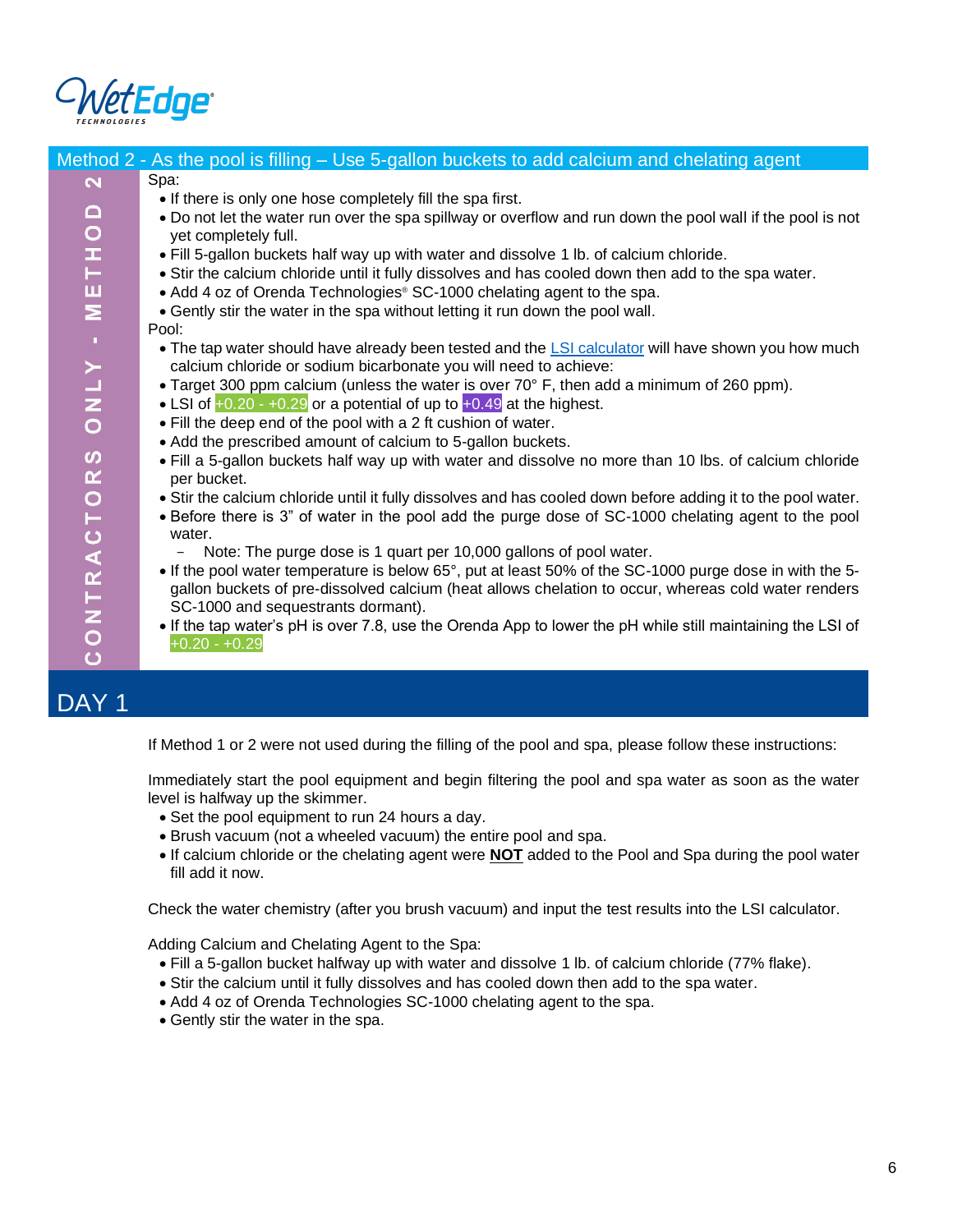## Method 2 - As the pool is filling – Use 5-gallon buckets to add calcium and chelating agent

CONTRACTORS ONLY - METHOD 2

Spa:

- If there is only one hose completely fill the spa first.
- Do not let the water run over the spa spillway or overflow and run down the pool wall if the pool is not yet completely full.
- Fill 5-gallon buckets half way up with water and dissolve 1 lb. of calcium chloride.
- Stir the calcium chloride until it fully dissolves and has cooled down then add to the spa water.
- Add 4 oz of Orenda Technologies® SC-1000 chelating agent to the spa.
- Gently stir the water in the spa without letting it run down the pool wall.

Pool:

- The tap water should have already been tested and the LSI calculator will have shown you how much calcium chloride or sodium bicarbonate you will need to achieve:
- Target 300 ppm calcium (unless the water is over 70° F, then add a minimum of 260 ppm).
- LSI of +0.20 - +0.29 or a potential of up to +0.49 at the highest.
- Fill the deep end of the pool with a 2 ft cushion of water.
- Add the prescribed amount of calcium to 5-gallon buckets.
- Fill a 5-gallon buckets half way up with water and dissolve no more than 10 lbs. of calcium chloride per bucket.
- Stir the calcium chloride until it fully dissolves and has cooled down before adding it to the pool water.
- Before there is 3" of water in the pool add the purge dose of SC-1000 chelating agent to the pool water.
  - Note: The purge dose is 1 quart per 10,000 gallons of pool water.
- If the pool water temperature is below 65°, put at least 50% of the SC-1000 purge dose in with the 5-gallon buckets of pre-dissolved calcium (heat allows chelation to occur, whereas cold water renders SC-1000 and sequestrants dormant).
- If the tap water's pH is over 7.8, use the Orenda App to lower the pH while still maintaining the LSI of +0.20 - +0.29

## DAY 1

If Method 1 or 2 were not used during the filling of the pool and spa, please follow these instructions:

Immediately start the pool equipment and begin filtering the pool and spa water as soon as the water level is halfway up the skimmer.

- Set the pool equipment to run 24 hours a day.
- Brush vacuum (not a wheeled vacuum) the entire pool and spa.
- If calcium chloride or the chelating agent were **NOT** added to the Pool and Spa during the pool water fill add it now.

Check the water chemistry (after you brush vacuum) and input the test results into the LSI calculator.

Adding Calcium and Chelating Agent to the Spa:

- Fill a 5-gallon bucket halfway up with water and dissolve 1 lb. of calcium chloride (77% flake).
- Stir the calcium until it fully dissolves and has cooled down then add to the spa water.
- Add 4 oz of Orenda Technologies SC-1000 chelating agent to the spa.
- Gently stir the water in the spa.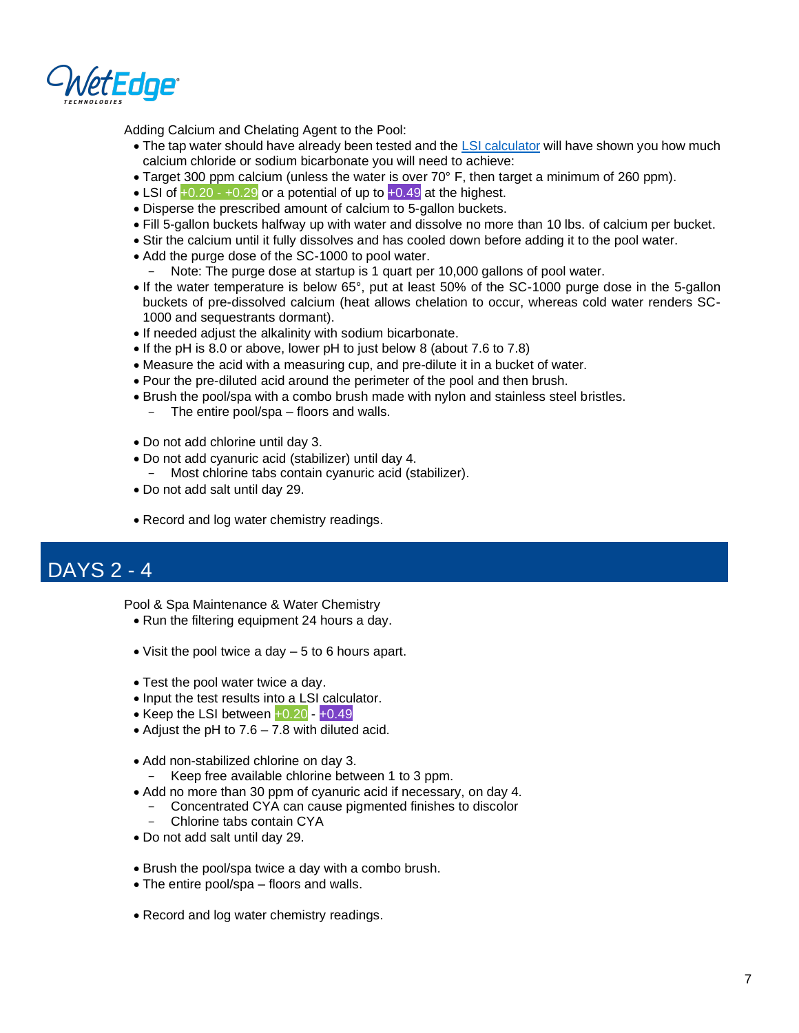Adding Calcium and Chelating Agent to the Pool:

- The tap water should have already been tested and the [LSI calculator] will have shown you how much calcium chloride or sodium bicarbonate you will need to achieve:
- Target 300 ppm calcium (unless the water is over 70° F, then target a minimum of 260 ppm).
- LSI of +0.20 - +0.29 or a potential of up to +0.49 at the highest.
- Disperse the prescribed amount of calcium to 5-gallon buckets.
- Fill 5-gallon buckets halfway up with water and dissolve no more than 10 lbs. of calcium per bucket.
- Stir the calcium until it fully dissolves and has cooled down before adding it to the pool water.
- Add the purge dose of the SC-1000 to pool water.
  - Note: The purge dose at startup is 1 quart per 10,000 gallons of pool water.
- If the water temperature is below 65°, put at least 50% of the SC-1000 purge dose in the 5-gallon buckets of pre-dissolved calcium (heat allows chelation to occur, whereas cold water renders SC-1000 and sequestrants dormant).
- If needed adjust the alkalinity with sodium bicarbonate.
- If the pH is 8.0 or above, lower pH to just below 8 (about 7.6 to 7.8)
- Measure the acid with a measuring cup, and pre-dilute it in a bucket of water.
- Pour the pre-diluted acid around the perimeter of the pool and then brush.
- Brush the pool/spa with a combo brush made with nylon and stainless steel bristles.
  - The entire pool/spa – floors and walls.

- Do not add chlorine until day 3.
- Do not add cyanuric acid (stabilizer) until day 4.
  - Most chlorine tabs contain cyanuric acid (stabilizer).
- Do not add salt until day 29.

- Record and log water chemistry readings.

# DAYS 2 - 4

Pool & Spa Maintenance & Water Chemistry

- Run the filtering equipment 24 hours a day.

- Visit the pool twice a day – 5 to 6 hours apart.

- Test the pool water twice a day.
- Input the test results into a LSI calculator.
- Keep the LSI between +0.20 - +0.49
- Adjust the pH to 7.6 – 7.8 with diluted acid.

- Add non-stabilized chlorine on day 3.
  - Keep free available chlorine between 1 to 3 ppm.
- Add no more than 30 ppm of cyanuric acid if necessary, on day 4.
  - Concentrated CYA can cause pigmented finishes to discolor
  - Chlorine tabs contain CYA
- Do not add salt until day 29.

- Brush the pool/spa twice a day with a combo brush.
- The entire pool/spa – floors and walls.

- Record and log water chemistry readings.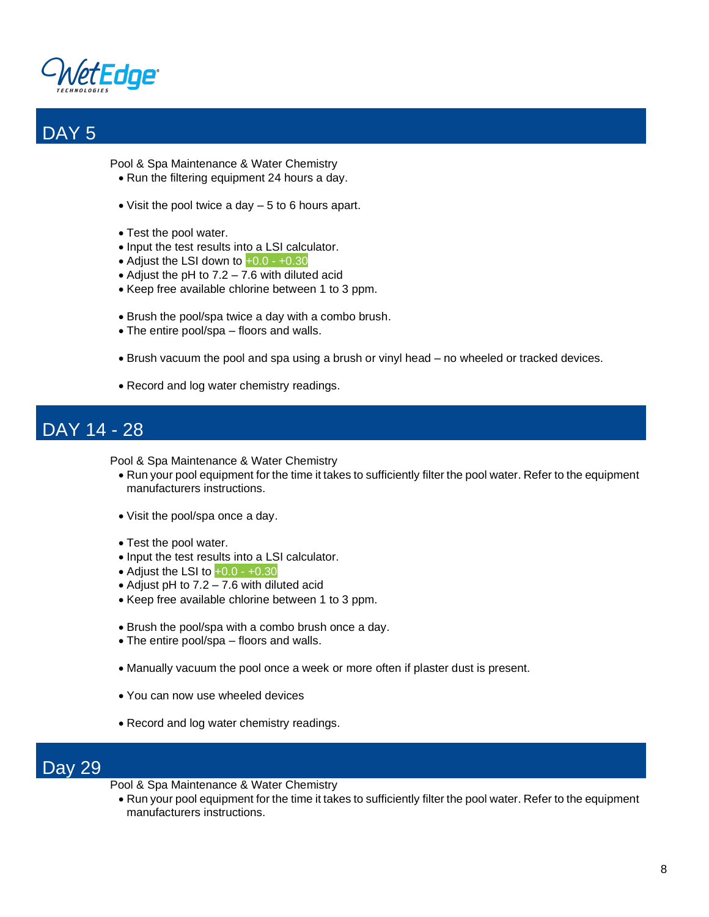## DAY 5

Pool & Spa Maintenance & Water Chemistry

- Run the filtering equipment 24 hours a day.

- Visit the pool twice a day – 5 to 6 hours apart.

- Test the pool water.
- Input the test results into a LSI calculator.
- Adjust the LSI down to +0.0 - +0.30
- Adjust the pH to 7.2 – 7.6 with diluted acid
- Keep free available chlorine between 1 to 3 ppm.

- Brush the pool/spa twice a day with a combo brush.
- The entire pool/spa – floors and walls.

- Brush vacuum the pool and spa using a brush or vinyl head – no wheeled or tracked devices.

- Record and log water chemistry readings.

## DAY 14 - 28

Pool & Spa Maintenance & Water Chemistry

- Run your pool equipment for the time it takes to sufficiently filter the pool water. Refer to the equipment manufacturers instructions.

- Visit the pool/spa once a day.

- Test the pool water.
- Input the test results into a LSI calculator.
- Adjust the LSI to +0.0 - +0.30
- Adjust pH to 7.2 – 7.6 with diluted acid
- Keep free available chlorine between 1 to 3 ppm.

- Brush the pool/spa with a combo brush once a day.
- The entire pool/spa – floors and walls.

- Manually vacuum the pool once a week or more often if plaster dust is present.

- You can now use wheeled devices

- Record and log water chemistry readings.

## Day 29

Pool & Spa Maintenance & Water Chemistry

- Run your pool equipment for the time it takes to sufficiently filter the pool water. Refer to the equipment manufacturers instructions.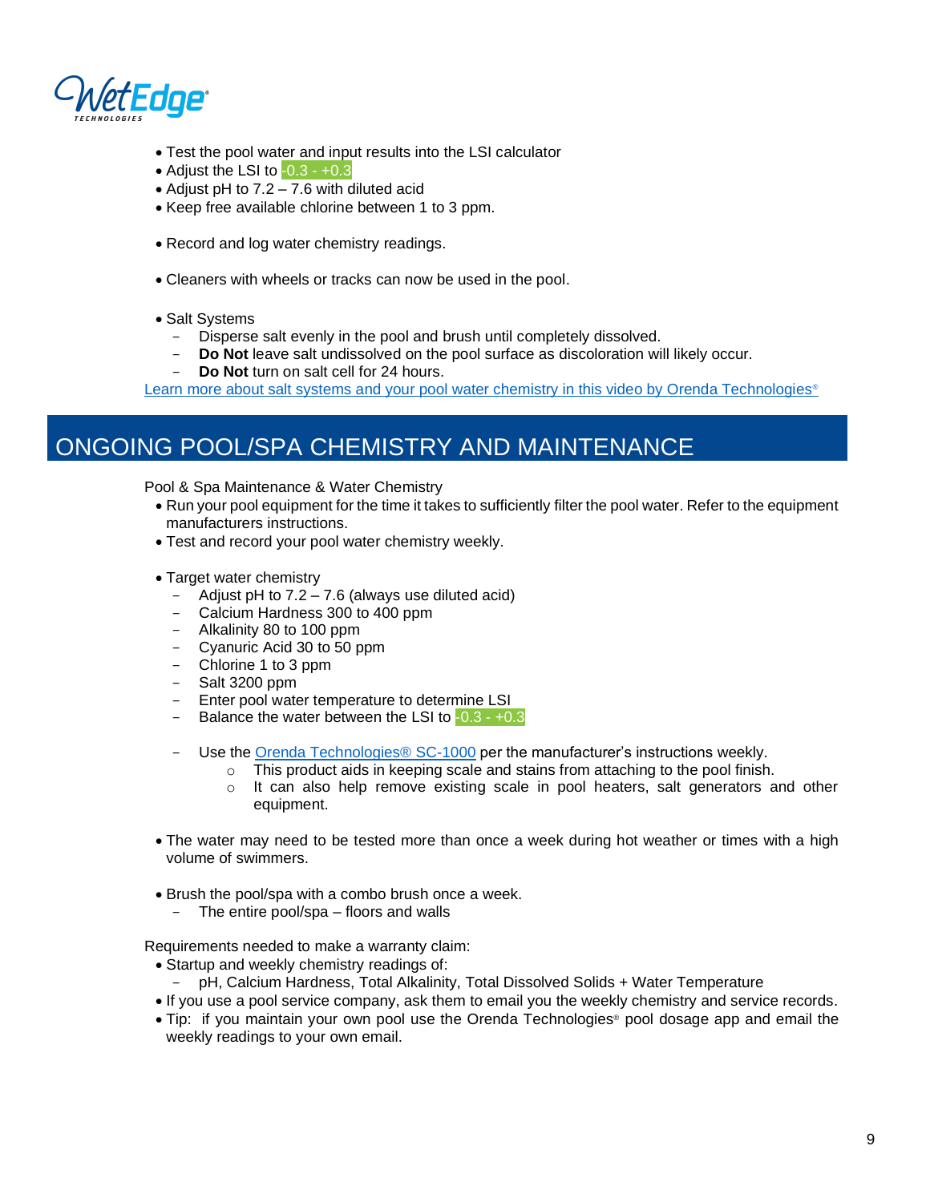- Test the pool water and input results into the LSI calculator
- Adjust the LSI to -0.3 - +0.3
- Adjust pH to 7.2 – 7.6 with diluted acid
- Keep free available chlorine between 1 to 3 ppm.

- Record and log water chemistry readings.

- Cleaners with wheels or tracks can now be used in the pool.

- Salt Systems
  - Disperse salt evenly in the pool and brush until completely dissolved.
  - **Do Not** leave salt undissolved on the pool surface as discoloration will likely occur.
  - **Do Not** turn on salt cell for 24 hours.

Learn more about salt systems and your pool water chemistry in this video by Orenda Technologies®

## ONGOING POOL/SPA CHEMISTRY AND MAINTENANCE

Pool & Spa Maintenance & Water Chemistry

- Run your pool equipment for the time it takes to sufficiently filter the pool water. Refer to the equipment manufacturers instructions.
- Test and record your pool water chemistry weekly.

- Target water chemistry
  - Adjust pH to 7.2 – 7.6 (always use diluted acid)
  - Calcium Hardness 300 to 400 ppm
  - Alkalinity 80 to 100 ppm
  - Cyanuric Acid 30 to 50 ppm
  - Chlorine 1 to 3 ppm
  - Salt 3200 ppm
  - Enter pool water temperature to determine LSI
  - Balance the water between the LSI to -0.3 - +0.3

  - Use the Orenda Technologies® SC-1000 per the manufacturer's instructions weekly.
    - This product aids in keeping scale and stains from attaching to the pool finish.
    - It can also help remove existing scale in pool heaters, salt generators and other equipment.

- The water may need to be tested more than once a week during hot weather or times with a high volume of swimmers.

- Brush the pool/spa with a combo brush once a week.
  - The entire pool/spa – floors and walls

Requirements needed to make a warranty claim:

- Startup and weekly chemistry readings of:
  - pH, Calcium Hardness, Total Alkalinity, Total Dissolved Solids + Water Temperature
- If you use a pool service company, ask them to email you the weekly chemistry and service records.
- Tip: if you maintain your own pool use the Orenda Technologies® pool dosage app and email the weekly readings to your own email.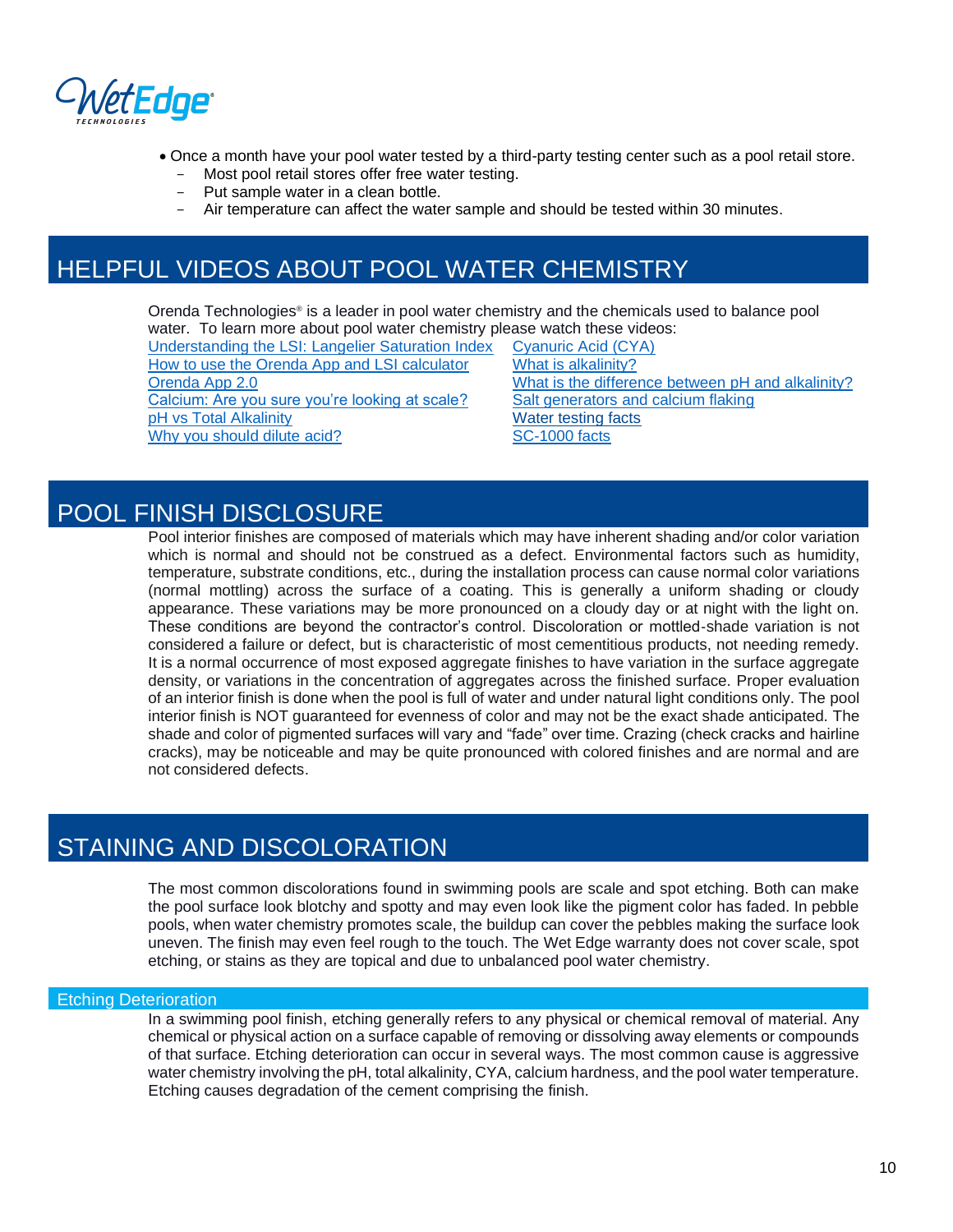- Once a month have your pool water tested by a third-party testing center such as a pool retail store.
  - Most pool retail stores offer free water testing.
  - Put sample water in a clean bottle.
  - Air temperature can affect the water sample and should be tested within 30 minutes.

## HELPFUL VIDEOS ABOUT POOL WATER CHEMISTRY

Orenda Technologies® is a leader in pool water chemistry and the chemicals used to balance pool water. To learn more about pool water chemistry please watch these videos:

- Understanding the LSI: Langelier Saturation Index
- How to use the Orenda App and LSI calculator
- Orenda App 2.0
- Calcium: Are you sure you're looking at scale?
- pH vs Total Alkalinity
- Why you should dilute acid?
- Cyanuric Acid (CYA)
- What is alkalinity?
- What is the difference between pH and alkalinity?
- Salt generators and calcium flaking
- Water testing facts
- SC-1000 facts

## POOL FINISH DISCLOSURE

Pool interior finishes are composed of materials which may have inherent shading and/or color variation which is normal and should not be construed as a defect. Environmental factors such as humidity, temperature, substrate conditions, etc., during the installation process can cause normal color variations (normal mottling) across the surface of a coating. This is generally a uniform shading or cloudy appearance. These variations may be more pronounced on a cloudy day or at night with the light on. These conditions are beyond the contractor's control. Discoloration or mottled-shade variation is not considered a failure or defect, but is characteristic of most cementitious products, not needing remedy. It is a normal occurrence of most exposed aggregate finishes to have variation in the surface aggregate density, or variations in the concentration of aggregates across the finished surface. Proper evaluation of an interior finish is done when the pool is full of water and under natural light conditions only. The pool interior finish is NOT guaranteed for evenness of color and may not be the exact shade anticipated. The shade and color of pigmented surfaces will vary and "fade" over time. Crazing (check cracks and hairline cracks), may be noticeable and may be quite pronounced with colored finishes and are normal and are not considered defects.

## STAINING AND DISCOLORATION

The most common discolorations found in swimming pools are scale and spot etching. Both can make the pool surface look blotchy and spotty and may even look like the pigment color has faded. In pebble pools, when water chemistry promotes scale, the buildup can cover the pebbles making the surface look uneven. The finish may even feel rough to the touch. The Wet Edge warranty does not cover scale, spot etching, or stains as they are topical and due to unbalanced pool water chemistry.

### Etching Deterioration

In a swimming pool finish, etching generally refers to any physical or chemical removal of material. Any chemical or physical action on a surface capable of removing or dissolving away elements or compounds of that surface. Etching deterioration can occur in several ways. The most common cause is aggressive water chemistry involving the pH, total alkalinity, CYA, calcium hardness, and the pool water temperature. Etching causes degradation of the cement comprising the finish.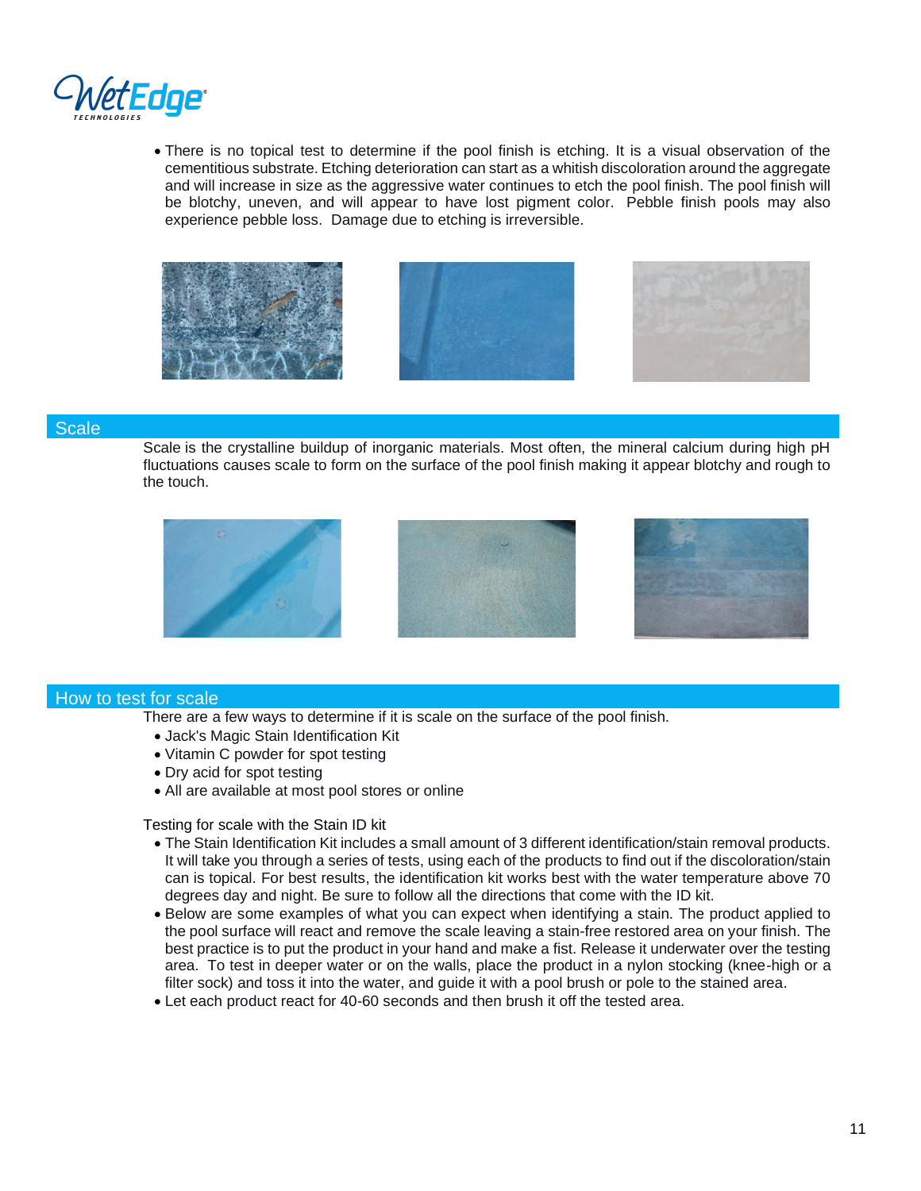- There is no topical test to determine if the pool finish is etching. It is a visual observation of the cementitious substrate. Etching deterioration can start as a whitish discoloration around the aggregate and will increase in size as the aggressive water continues to etch the pool finish. The pool finish will be blotchy, uneven, and will appear to have lost pigment color. Pebble finish pools may also experience pebble loss. Damage due to etching is irreversible.

## Scale

Scale is the crystalline buildup of inorganic materials. Most often, the mineral calcium during high pH fluctuations causes scale to form on the surface of the pool finish making it appear blotchy and rough to the touch.

## How to test for scale

There are a few ways to determine if it is scale on the surface of the pool finish.

- Jack's Magic Stain Identification Kit
- Vitamin C powder for spot testing
- Dry acid for spot testing
- All are available at most pool stores or online

Testing for scale with the Stain ID kit

- The Stain Identification Kit includes a small amount of 3 different identification/stain removal products. It will take you through a series of tests, using each of the products to find out if the discoloration/stain can is topical. For best results, the identification kit works best with the water temperature above 70 degrees day and night. Be sure to follow all the directions that come with the ID kit.
- Below are some examples of what you can expect when identifying a stain. The product applied to the pool surface will react and remove the scale leaving a stain-free restored area on your finish. The best practice is to put the product in your hand and make a fist. Release it underwater over the testing area. To test in deeper water or on the walls, place the product in a nylon stocking (knee-high or a filter sock) and toss it into the water, and guide it with a pool brush or pole to the stained area.
- Let each product react for 40-60 seconds and then brush it off the tested area.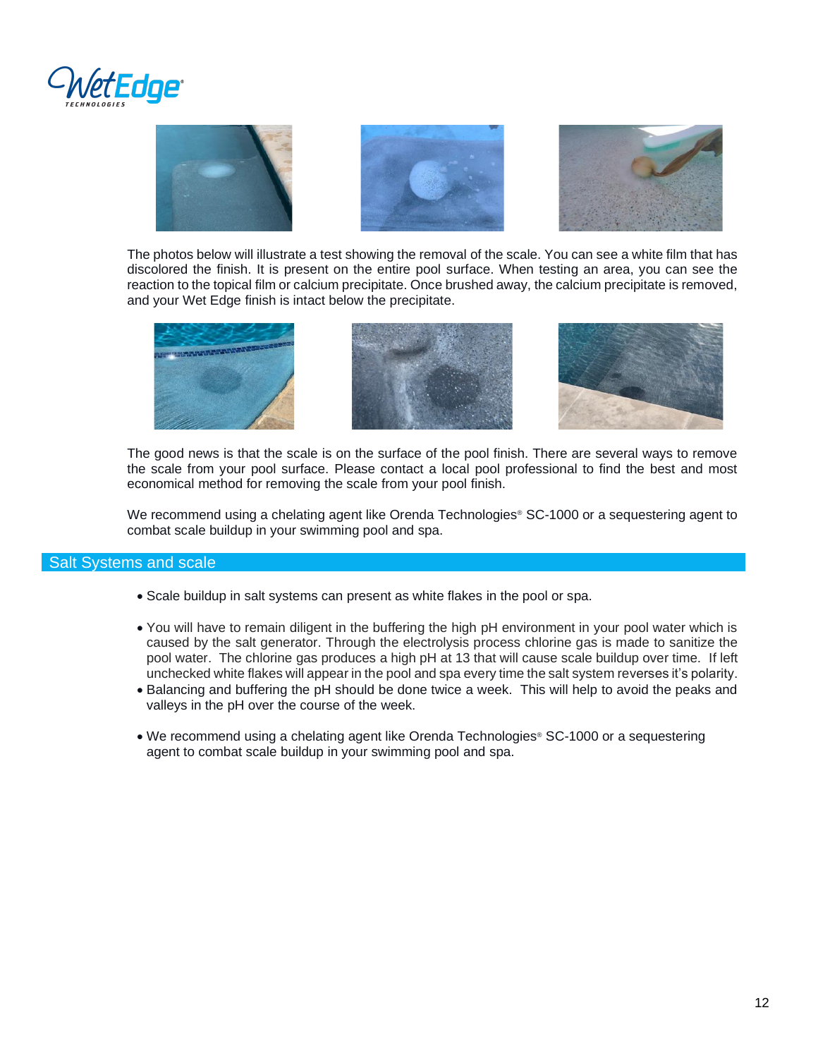The photos below will illustrate a test showing the removal of the scale. You can see a white film that has discolored the finish. It is present on the entire pool surface. When testing an area, you can see the reaction to the topical film or calcium precipitate. Once brushed away, the calcium precipitate is removed, and your Wet Edge finish is intact below the precipitate.

The good news is that the scale is on the surface of the pool finish. There are several ways to remove the scale from your pool surface. Please contact a local pool professional to find the best and most economical method for removing the scale from your pool finish.

We recommend using a chelating agent like Orenda Technologies® SC-1000 or a sequestering agent to combat scale buildup in your swimming pool and spa.

## Salt Systems and scale

- Scale buildup in salt systems can present as white flakes in the pool or spa.
- You will have to remain diligent in the buffering the high pH environment in your pool water which is caused by the salt generator. Through the electrolysis process chlorine gas is made to sanitize the pool water. The chlorine gas produces a high pH at 13 that will cause scale buildup over time. If left unchecked white flakes will appear in the pool and spa every time the salt system reverses it's polarity.
- Balancing and buffering the pH should be done twice a week. This will help to avoid the peaks and valleys in the pH over the course of the week.
- We recommend using a chelating agent like Orenda Technologies® SC-1000 or a sequestering agent to combat scale buildup in your swimming pool and spa.